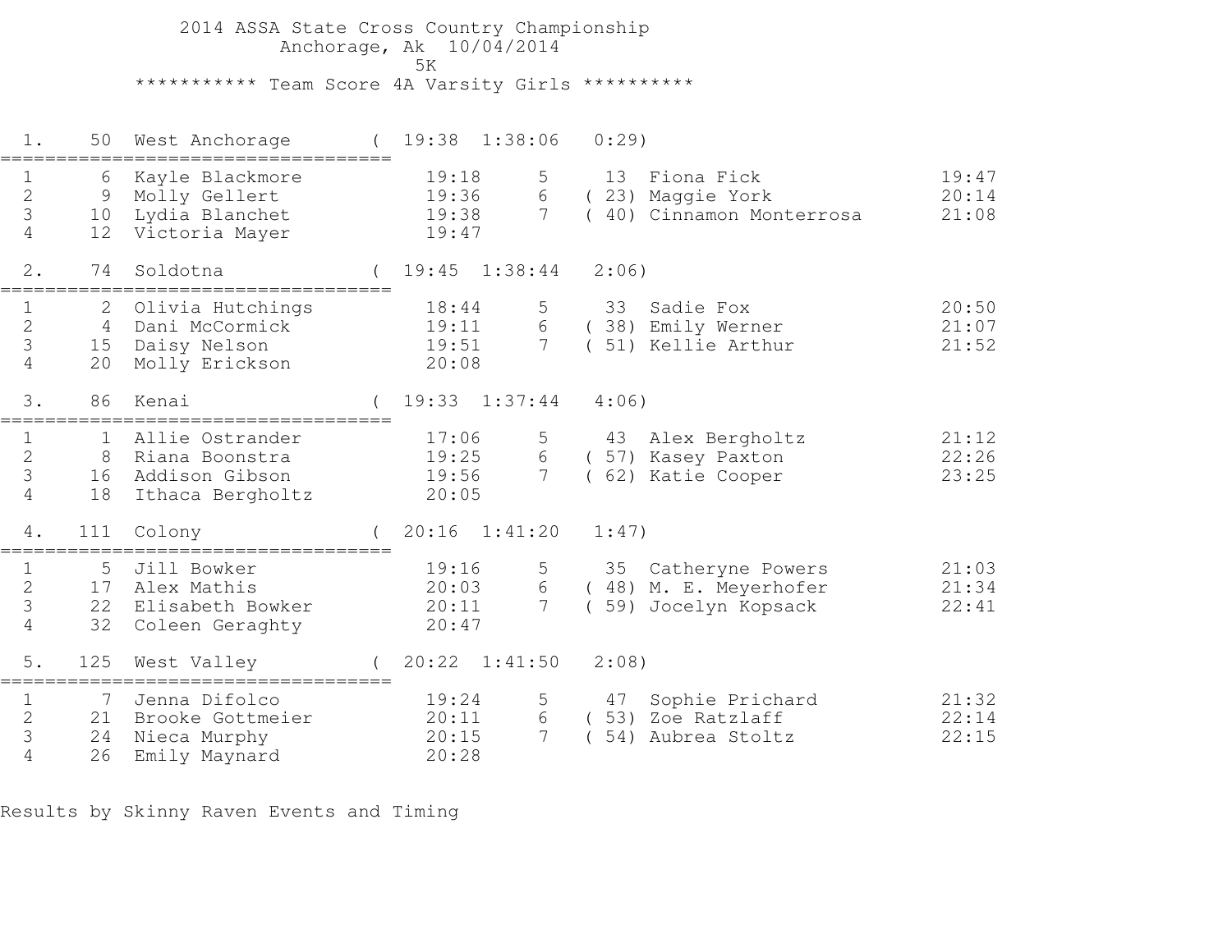# 2014 ASSA State Cross Country Championship

Anchorage, Ak 10/04/2014

5K

*********** Team Score 4A Varsity Girls **********

## 1. 50 West Anchorage ( 19:38 1:38:06 0:29)

| | | | | | | | |
|---|---|---|---|---|---|---|---|
| 1 | 6 | Kayle Blackmore | 19:18 | 5 | 13 | Fiona Fick | 19:47 |
| 2 | 9 | Molly Gellert | 19:36 | 6 | ( 23) | Maggie York | 20:14 |
| 3 | 10 | Lydia Blanchet | 19:38 | 7 | ( 40) | Cinnamon Monterrosa | 21:08 |
| 4 | 12 | Victoria Mayer | 19:47 | | | | |

## 2. 74 Soldotna ( 19:45 1:38:44 2:06)

| | | | | | | | |
|---|---|---|---|---|---|---|---|
| 1 | 2 | Olivia Hutchings | 18:44 | 5 | 33 | Sadie Fox | 20:50 |
| 2 | 4 | Dani McCormick | 19:11 | 6 | ( 38) | Emily Werner | 21:07 |
| 3 | 15 | Daisy Nelson | 19:51 | 7 | ( 51) | Kellie Arthur | 21:52 |
| 4 | 20 | Molly Erickson | 20:08 | | | | |

## 3. 86 Kenai ( 19:33 1:37:44 4:06)

| | | | | | | | |
|---|---|---|---|---|---|---|---|
| 1 | 1 | Allie Ostrander | 17:06 | 5 | 43 | Alex Bergholtz | 21:12 |
| 2 | 8 | Riana Boonstra | 19:25 | 6 | ( 57) | Kasey Paxton | 22:26 |
| 3 | 16 | Addison Gibson | 19:56 | 7 | ( 62) | Katie Cooper | 23:25 |
| 4 | 18 | Ithaca Bergholtz | 20:05 | | | | |

## 4. 111 Colony ( 20:16 1:41:20 1:47)

| | | | | | | | |
|---|---|---|---|---|---|---|---|
| 1 | 5 | Jill Bowker | 19:16 | 5 | 35 | Catheryne Powers | 21:03 |
| 2 | 17 | Alex Mathis | 20:03 | 6 | ( 48) | M. E. Meyerhofer | 21:34 |
| 3 | 22 | Elisabeth Bowker | 20:11 | 7 | ( 59) | Jocelyn Kopsack | 22:41 |
| 4 | 32 | Coleen Geraghty | 20:47 | | | | |

## 5. 125 West Valley ( 20:22 1:41:50 2:08)

| | | | | | | | |
|---|---|---|---|---|---|---|---|
| 1 | 7 | Jenna Difolco | 19:24 | 5 | 47 | Sophie Prichard | 21:32 |
| 2 | 21 | Brooke Gottmeier | 20:11 | 6 | ( 53) | Zoe Ratzlaff | 22:14 |
| 3 | 24 | Nieca Murphy | 20:15 | 7 | ( 54) | Aubrea Stoltz | 22:15 |
| 4 | 26 | Emily Maynard | 20:28 | | | | |

Results by Skinny Raven Events and Timing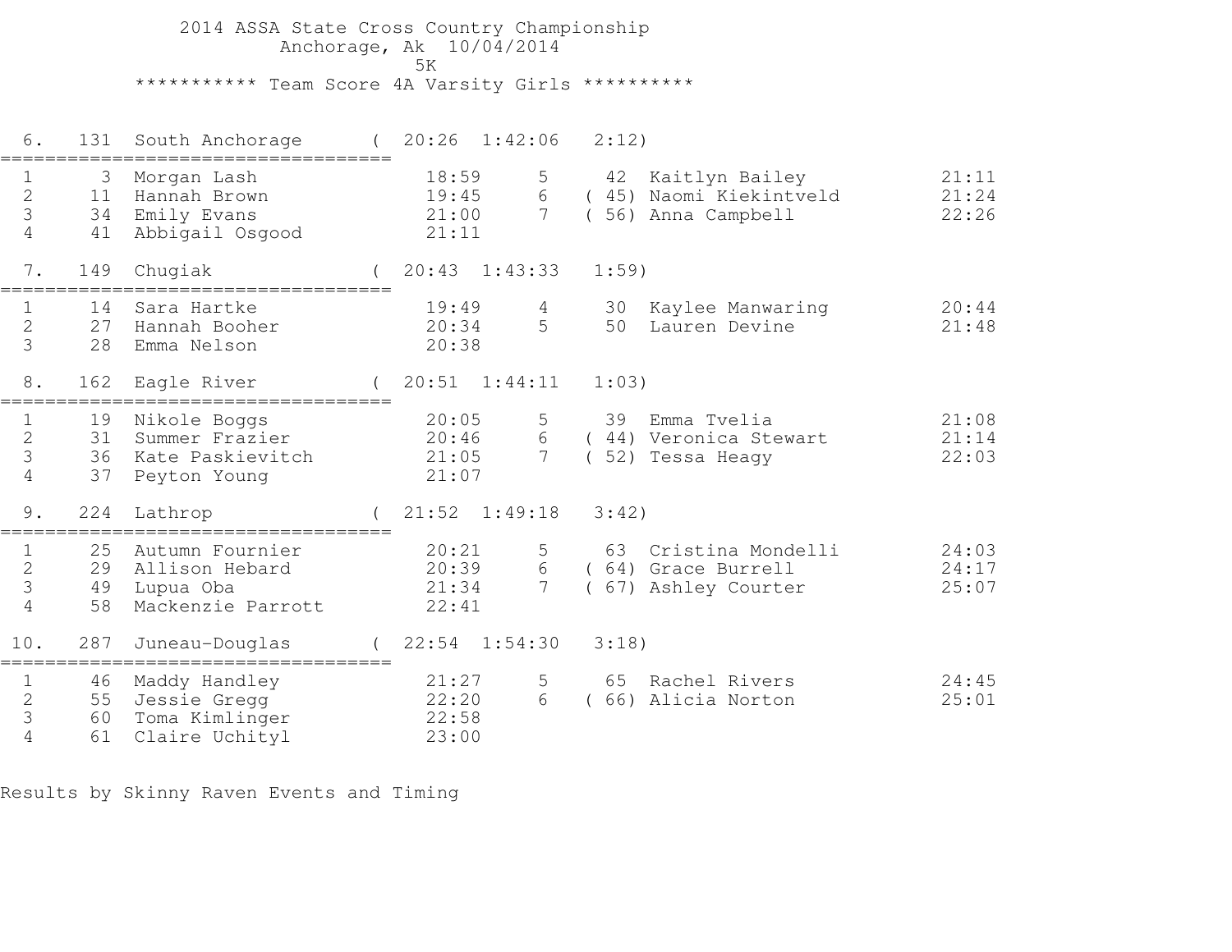# 2014 ASSA State Cross Country Championship

Anchorage, Ak 10/04/2014

5K

## *********** Team Score 4A Varsity Girls **********

### 6. 131 South Anchorage ( 20:26 1:42:06 2:12)

| | | | | | | | |
|---|---|---|---|---|---|---|---|
| 1 | 3 | Morgan Lash | 18:59 | 5 | 42 | Kaitlyn Bailey | 21:11 |
| 2 | 11 | Hannah Brown | 19:45 | 6 | ( 45) | Naomi Kiekintveld | 21:24 |
| 3 | 34 | Emily Evans | 21:00 | 7 | ( 56) | Anna Campbell | 22:26 |
| 4 | 41 | Abbigail Osgood | 21:11 | | | | |

### 7. 149 Chugiak ( 20:43 1:43:33 1:59)

| | | | | | | | |
|---|---|---|---|---|---|---|---|
| 1 | 14 | Sara Hartke | 19:49 | 4 | 30 | Kaylee Manwaring | 20:44 |
| 2 | 27 | Hannah Booher | 20:34 | 5 | 50 | Lauren Devine | 21:48 |
| 3 | 28 | Emma Nelson | 20:38 | | | | |

### 8. 162 Eagle River ( 20:51 1:44:11 1:03)

| | | | | | | | |
|---|---|---|---|---|---|---|---|
| 1 | 19 | Nikole Boggs | 20:05 | 5 | 39 | Emma Tvelia | 21:08 |
| 2 | 31 | Summer Frazier | 20:46 | 6 | ( 44) | Veronica Stewart | 21:14 |
| 3 | 36 | Kate Paskievitch | 21:05 | 7 | ( 52) | Tessa Heagy | 22:03 |
| 4 | 37 | Peyton Young | 21:07 | | | | |

### 9. 224 Lathrop ( 21:52 1:49:18 3:42)

| | | | | | | | |
|---|---|---|---|---|---|---|---|
| 1 | 25 | Autumn Fournier | 20:21 | 5 | 63 | Cristina Mondelli | 24:03 |
| 2 | 29 | Allison Hebard | 20:39 | 6 | ( 64) | Grace Burrell | 24:17 |
| 3 | 49 | Lupua Oba | 21:34 | 7 | ( 67) | Ashley Courter | 25:07 |
| 4 | 58 | Mackenzie Parrott | 22:41 | | | | |

### 10. 287 Juneau-Douglas ( 22:54 1:54:30 3:18)

| | | | | | | | |
|---|---|---|---|---|---|---|---|
| 1 | 46 | Maddy Handley | 21:27 | 5 | 65 | Rachel Rivers | 24:45 |
| 2 | 55 | Jessie Gregg | 22:20 | 6 | ( 66) | Alicia Norton | 25:01 |
| 3 | 60 | Toma Kimlinger | 22:58 | | | | |
| 4 | 61 | Claire Uchityl | 23:00 | | | | |

Results by Skinny Raven Events and Timing